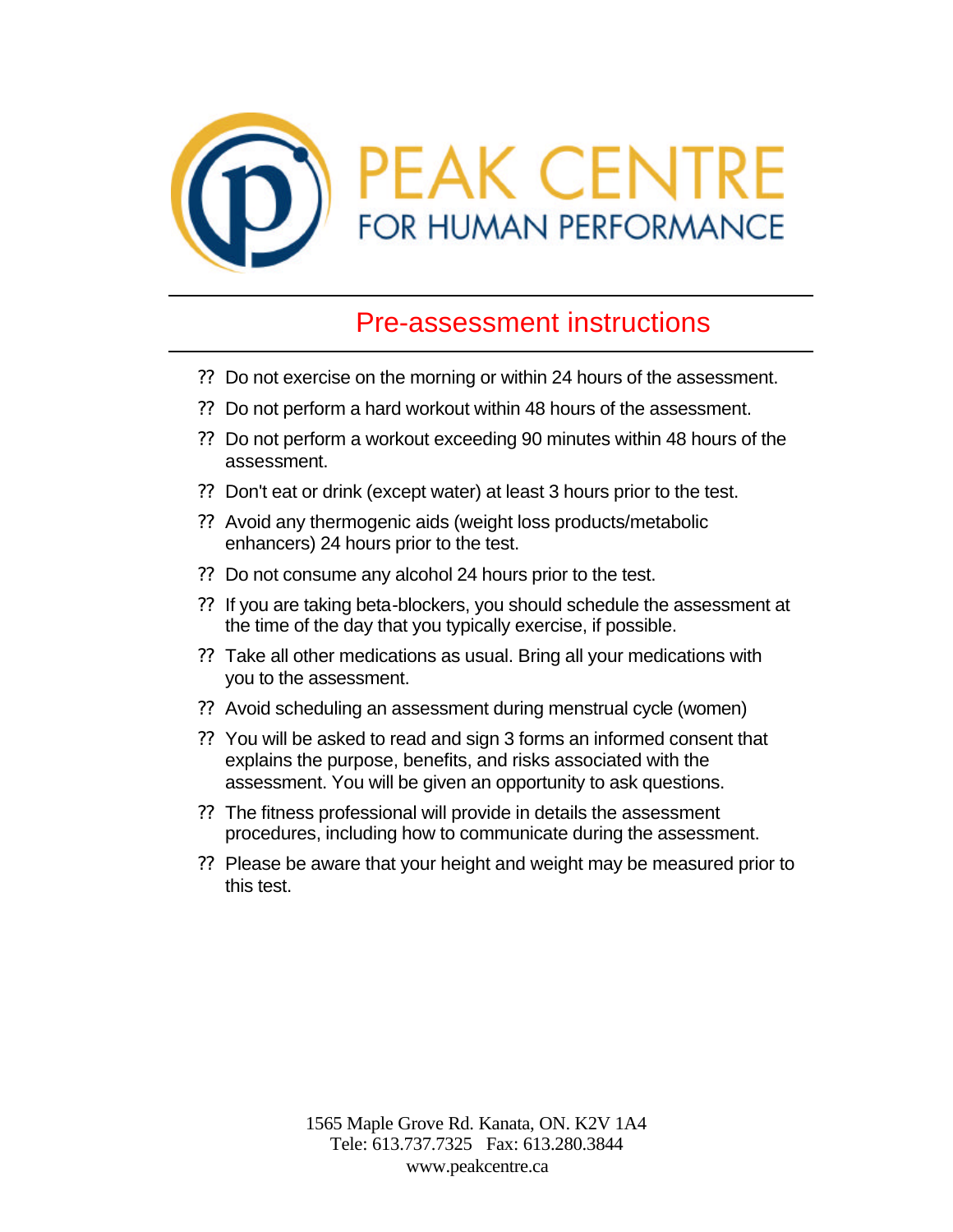# PEAK CENTRE
FOR HUMAN PERFORMANCE

## Pre-assessment instructions

- Do not exercise on the morning or within 24 hours of the assessment.
- Do not perform a hard workout within 48 hours of the assessment.
- Do not perform a workout exceeding 90 minutes within 48 hours of the assessment.
- Don't eat or drink (except water) at least 3 hours prior to the test.
- Avoid any thermogenic aids (weight loss products/metabolic enhancers) 24 hours prior to the test.
- Do not consume any alcohol 24 hours prior to the test.
- If you are taking beta-blockers, you should schedule the assessment at the time of the day that you typically exercise, if possible.
- Take all other medications as usual. Bring all your medications with you to the assessment.
- Avoid scheduling an assessment during menstrual cycle (women)
- You will be asked to read and sign 3 forms an informed consent that explains the purpose, benefits, and risks associated with the assessment. You will be given an opportunity to ask questions.
- The fitness professional will provide in details the assessment procedures, including how to communicate during the assessment.
- Please be aware that your height and weight may be measured prior to this test.

1565 Maple Grove Rd. Kanata, ON. K2V 1A4
Tele: 613.737.7325 Fax: 613.280.3844
www.peakcentre.ca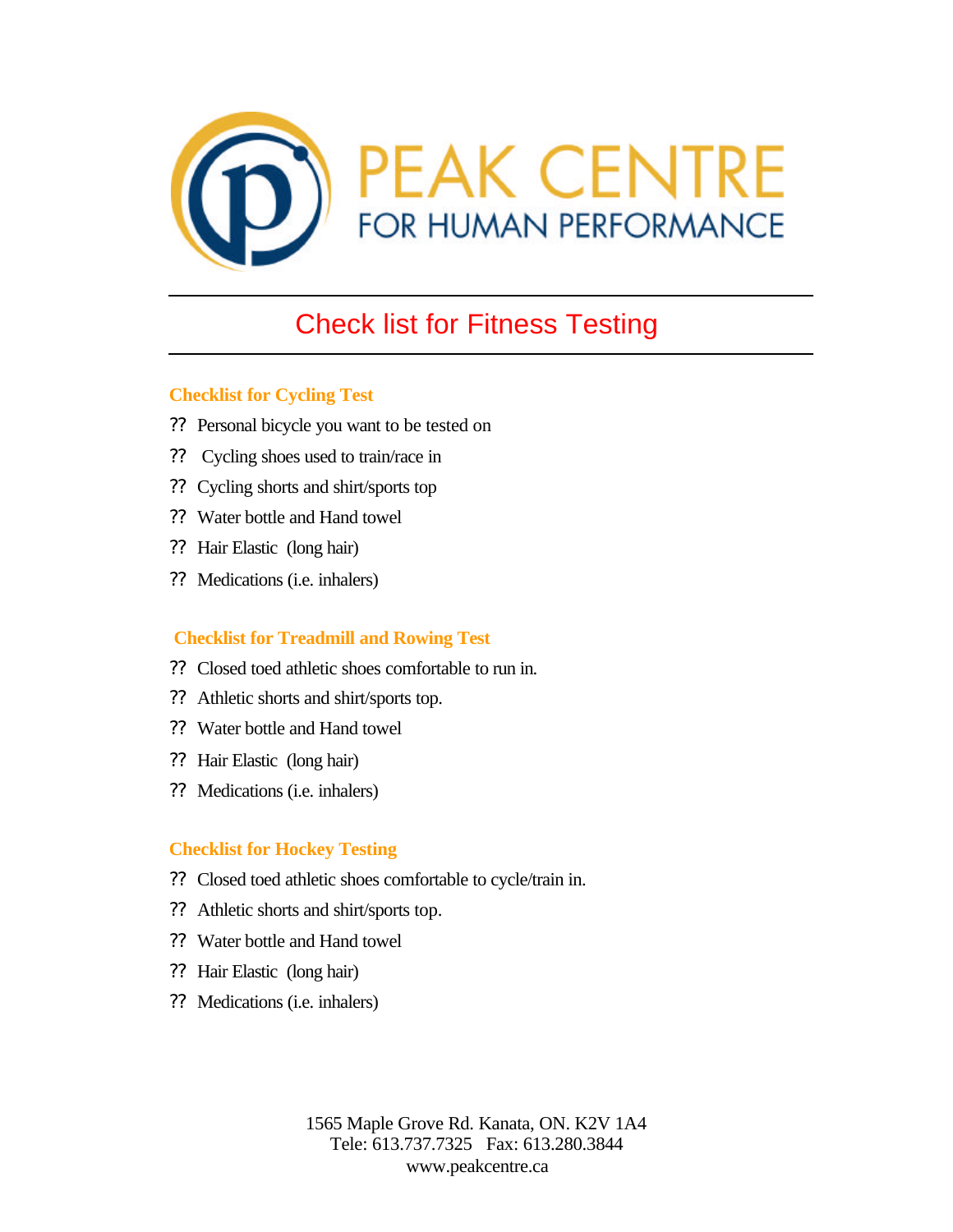PEAK CENTRE
FOR HUMAN PERFORMANCE

# Check list for Fitness Testing

## Checklist for Cycling Test

?? Personal bicycle you want to be tested on

?? Cycling shoes used to train/race in

?? Cycling shorts and shirt/sports top

?? Water bottle and Hand towel

?? Hair Elastic (long hair)

?? Medications (i.e. inhalers)

## Checklist for Treadmill and Rowing Test

?? Closed toed athletic shoes comfortable to run in.

?? Athletic shorts and shirt/sports top.

?? Water bottle and Hand towel

?? Hair Elastic (long hair)

?? Medications (i.e. inhalers)

## Checklist for Hockey Testing

?? Closed toed athletic shoes comfortable to cycle/train in.

?? Athletic shorts and shirt/sports top.

?? Water bottle and Hand towel

?? Hair Elastic (long hair)

?? Medications (i.e. inhalers)

1565 Maple Grove Rd. Kanata, ON. K2V 1A4
Tele: 613.737.7325 Fax: 613.280.3844
www.peakcentre.ca